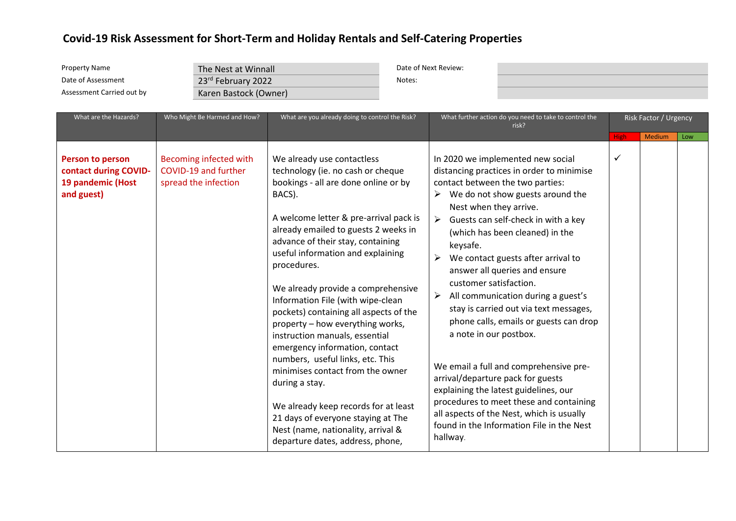# Covid-19 Risk Assessment for Short-Term and Holiday Rentals and Self-Catering Properties

| | | | |
|---|---|---|---|
| Property Name | The Nest at Winnall | Date of Next Review: | |
| Date of Assessment | 23rd February 2022 | Notes: | |
| Assessment Carried out by | Karen Bastock (Owner) | | |

| What are the Hazards? | Who Might Be Harmed and How? | What are you already doing to control the Risk? | What further action do you need to take to control the risk? | Risk Factor / Urgency | | |
|---|---|---|---|---|---|---|
| | | | | High | Medium | Low |
| **Person to person contact during COVID-19 pandemic (Host and guest)** | Becoming infected with COVID-19 and further spread the infection | We already use contactless technology (ie. no cash or cheque bookings - all are done online or by BACS).<br><br>A welcome letter & pre-arrival pack is already emailed to guests 2 weeks in advance of their stay, containing useful information and explaining procedures.<br><br>We already provide a comprehensive Information File (with wipe-clean pockets) containing all aspects of the property – how everything works, instruction manuals, essential emergency information, contact numbers, useful links, etc. This minimises contact from the owner during a stay.<br><br>We already keep records for at least 21 days of everyone staying at The Nest (name, nationality, arrival & departure dates, address, phone, | In 2020 we implemented new social distancing practices in order to minimise contact between the two parties:<br>➢ We do not show guests around the Nest when they arrive.<br>➢ Guests can self-check in with a key (which has been cleaned) in the keysafe.<br>➢ We contact guests after arrival to answer all queries and ensure customer satisfaction.<br>➢ All communication during a guest's stay is carried out via text messages, phone calls, emails or guests can drop a note in our postbox.<br><br>We email a full and comprehensive pre-arrival/departure pack for guests explaining the latest guidelines, our procedures to meet these and containing all aspects of the Nest, which is usually found in the Information File in the Nest hallway. | ✓ | | |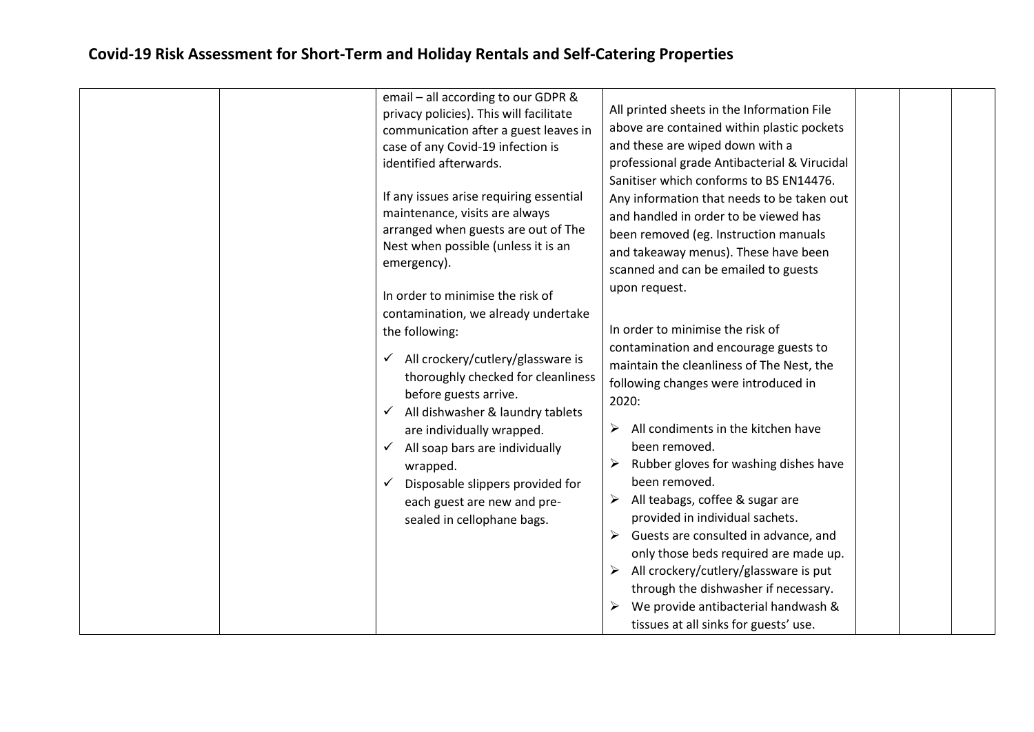| | | | | | | |
|---|---|---|---|---|---|---|
| | | email – all according to our GDPR & privacy policies). This will facilitate communication after a guest leaves in case of any Covid-19 infection is identified afterwards.<br><br>If any issues arise requiring essential maintenance, visits are always arranged when guests are out of The Nest when possible (unless it is an emergency).<br><br>In order to minimise the risk of contamination, we already undertake the following:<br>✓ All crockery/cutlery/glassware is thoroughly checked for cleanliness before guests arrive.<br>✓ All dishwasher & laundry tablets are individually wrapped.<br>✓ All soap bars are individually wrapped.<br>✓ Disposable slippers provided for each guest are new and pre-sealed in cellophane bags. | All printed sheets in the Information File above are contained within plastic pockets and these are wiped down with a professional grade Antibacterial & Virucidal Sanitiser which conforms to BS EN14476. Any information that needs to be taken out and handled in order to be viewed has been removed (eg. Instruction manuals and takeaway menus). These have been scanned and can be emailed to guests upon request.<br><br>In order to minimise the risk of contamination and encourage guests to maintain the cleanliness of The Nest, the following changes were introduced in 2020:<br>➢ All condiments in the kitchen have been removed.<br>➢ Rubber gloves for washing dishes have been removed.<br>➢ All teabags, coffee & sugar are provided in individual sachets.<br>➢ Guests are consulted in advance, and only those beds required are made up.<br>➢ All crockery/cutlery/glassware is put through the dishwasher if necessary.<br>➢ We provide antibacterial handwash & tissues at all sinks for guests' use. | | | |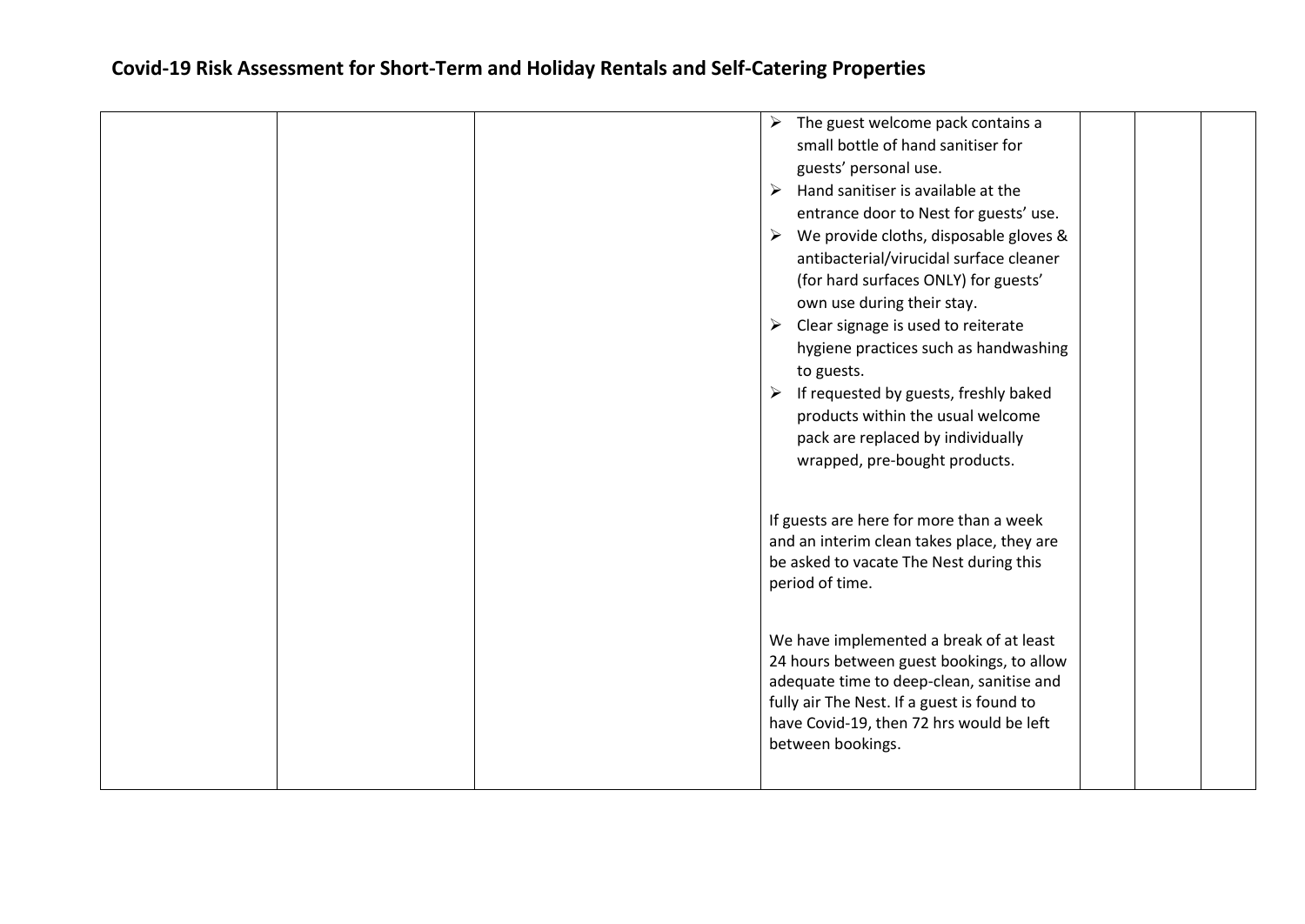# Covid-19 Risk Assessment for Short-Term and Holiday Rentals and Self-Catering Properties

| | | | | | | |
|---|---|---|---|---|---|---|
| | | | ➢ The guest welcome pack contains a small bottle of hand sanitiser for guests' personal use.<br>➢ Hand sanitiser is available at the entrance door to Nest for guests' use.<br>➢ We provide cloths, disposable gloves & antibacterial/virucidal surface cleaner (for hard surfaces ONLY) for guests' own use during their stay.<br>➢ Clear signage is used to reiterate hygiene practices such as handwashing to guests.<br>➢ If requested by guests, freshly baked products within the usual welcome pack are replaced by individually wrapped, pre-bought products.<br><br>If guests are here for more than a week and an interim clean takes place, they are be asked to vacate The Nest during this period of time.<br><br>We have implemented a break of at least 24 hours between guest bookings, to allow adequate time to deep-clean, sanitise and fully air The Nest. If a guest is found to have Covid-19, then 72 hrs would be left between bookings. | | | |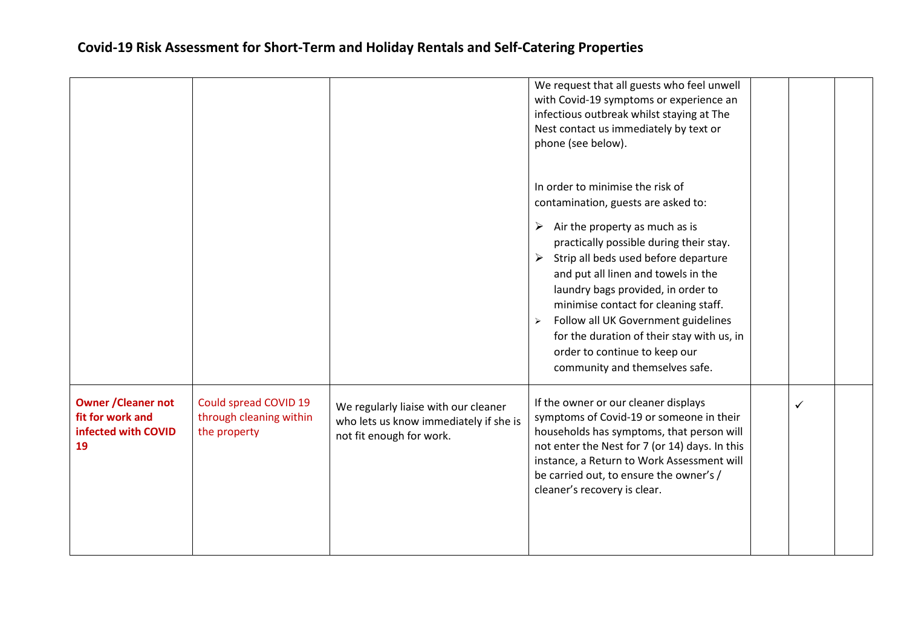# Covid-19 Risk Assessment for Short-Term and Holiday Rentals and Self-Catering Properties

| | | | | | | |
|---|---|---|---|---|---|---|
| | | | We request that all guests who feel unwell with Covid-19 symptoms or experience an infectious outbreak whilst staying at The Nest contact us immediately by text or phone (see below).<br><br>In order to minimise the risk of contamination, guests are asked to:<br>➢ Air the property as much as is practically possible during their stay.<br>➢ Strip all beds used before departure and put all linen and towels in the laundry bags provided, in order to minimise contact for cleaning staff.<br>➢ Follow all UK Government guidelines for the duration of their stay with us, in order to continue to keep our community and themselves safe. | | | |
| **Owner /Cleaner not fit for work and infected with COVID 19** | Could spread COVID 19 through cleaning within the property | We regularly liaise with our cleaner who lets us know immediately if she is not fit enough for work. | If the owner or our cleaner displays symptoms of Covid-19 or someone in their households has symptoms, that person will not enter the Nest for 7 (or 14) days. In this instance, a Return to Work Assessment will be carried out, to ensure the owner's / cleaner's recovery is clear. | | ✓ | |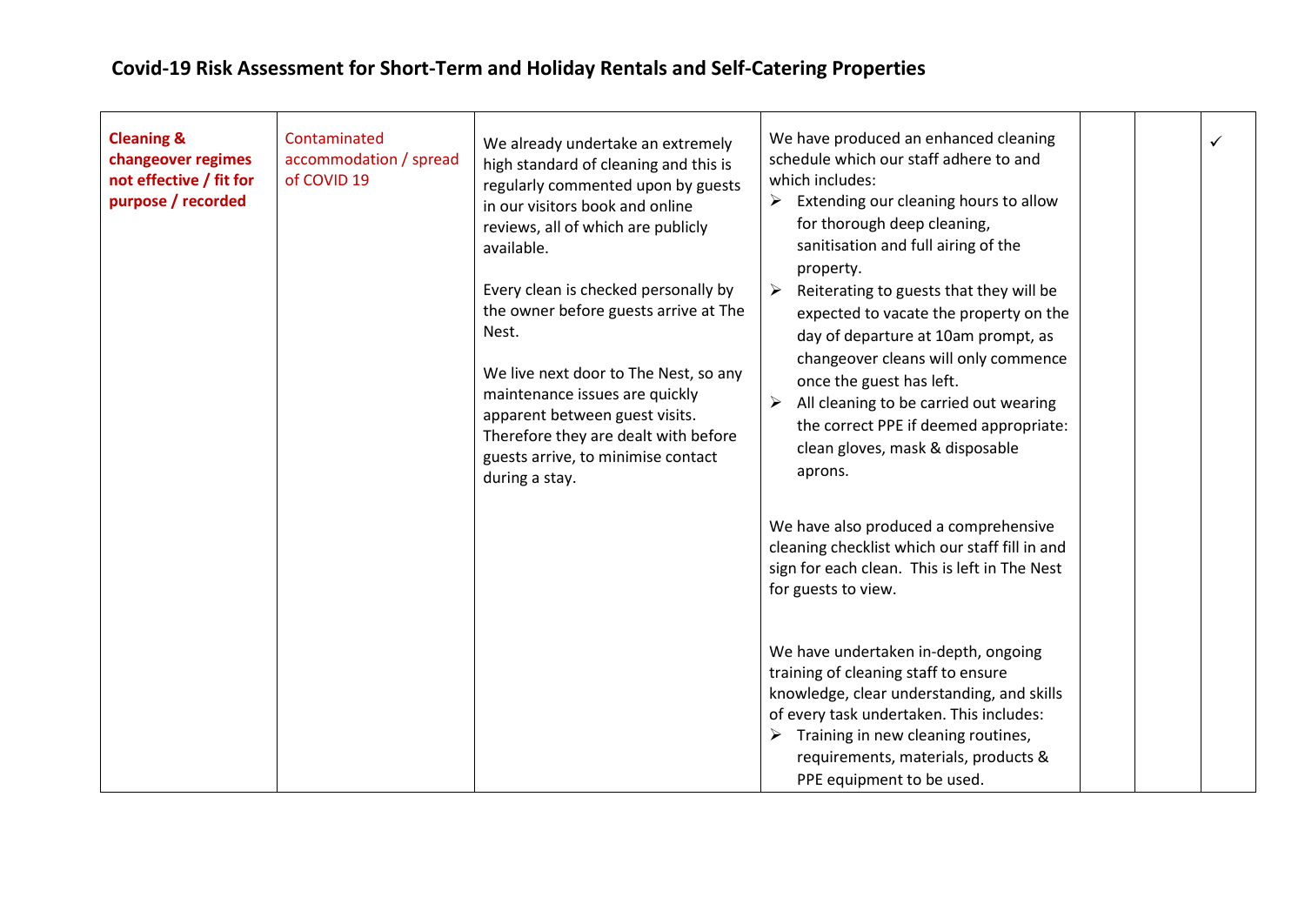# Covid-19 Risk Assessment for Short-Term and Holiday Rentals and Self-Catering Properties

| | | | | | | |
|---|---|---|---|---|---|---|
| **Cleaning & changeover regimes not effective / fit for purpose / recorded** | Contaminated accommodation / spread of COVID 19 | We already undertake an extremely high standard of cleaning and this is regularly commented upon by guests in our visitors book and online reviews, all of which are publicly available.<br><br>Every clean is checked personally by the owner before guests arrive at The Nest.<br><br>We live next door to The Nest, so any maintenance issues are quickly apparent between guest visits. Therefore they are dealt with before guests arrive, to minimise contact during a stay. | We have produced an enhanced cleaning schedule which our staff adhere to and which includes:<br>➢ Extending our cleaning hours to allow for thorough deep cleaning, sanitisation and full airing of the property.<br>➢ Reiterating to guests that they will be expected to vacate the property on the day of departure at 10am prompt, as changeover cleans will only commence once the guest has left.<br>➢ All cleaning to be carried out wearing the correct PPE if deemed appropriate: clean gloves, mask & disposable aprons.<br><br>We have also produced a comprehensive cleaning checklist which our staff fill in and sign for each clean. This is left in The Nest for guests to view.<br><br>We have undertaken in-depth, ongoing training of cleaning staff to ensure knowledge, clear understanding, and skills of every task undertaken. This includes:<br>➢ Training in new cleaning routines, requirements, materials, products & PPE equipment to be used. | | | ✓ |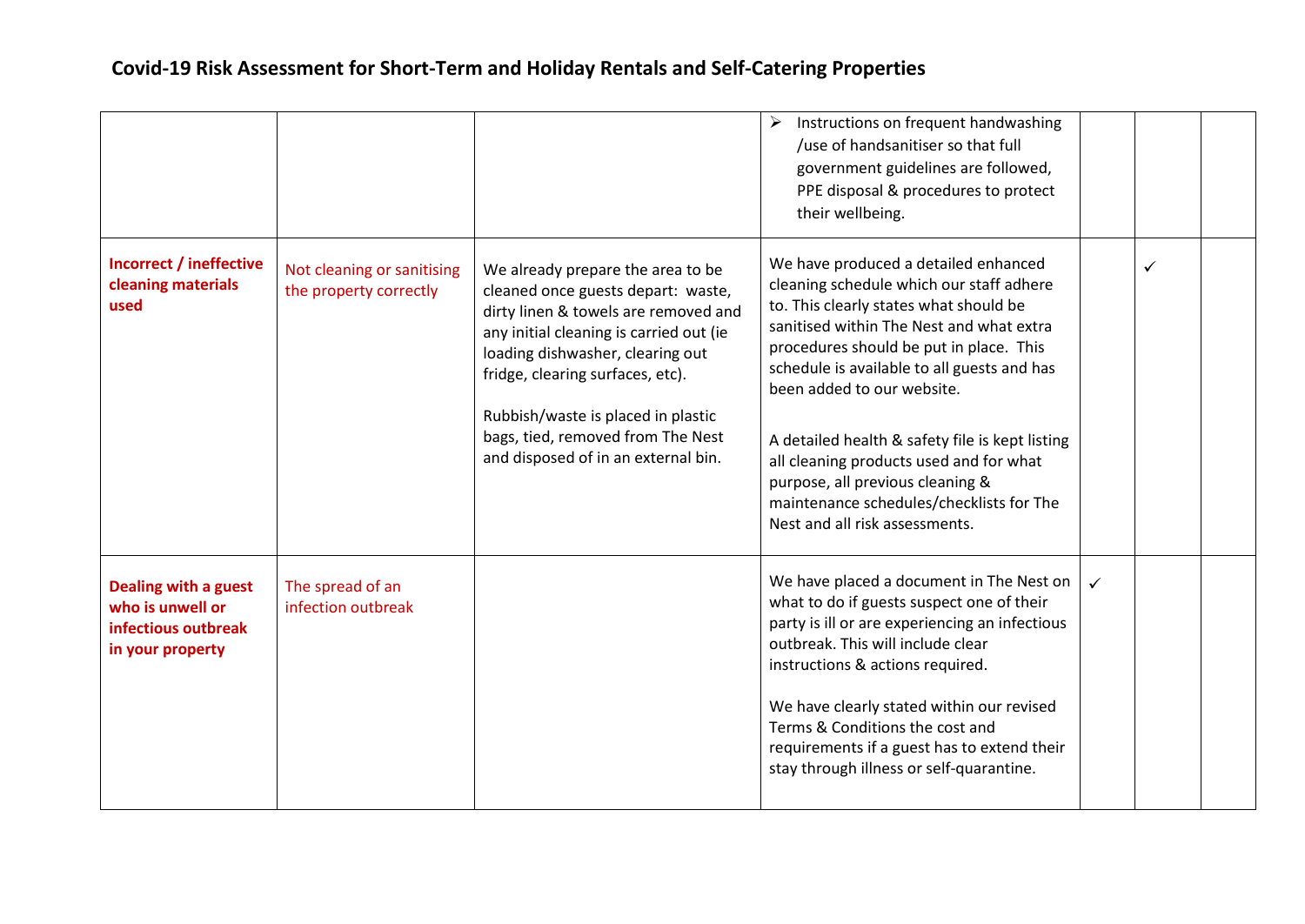# Covid-19 Risk Assessment for Short-Term and Holiday Rentals and Self-Catering Properties

| | | | | | | |
|---|---|---|---|---|---|---|
| | | | ➢ Instructions on frequent handwashing /use of handsanitiser so that full government guidelines are followed, PPE disposal & procedures to protect their wellbeing. | | | |
| **Incorrect / ineffective cleaning materials used** | Not cleaning or sanitising the property correctly | We already prepare the area to be cleaned once guests depart: waste, dirty linen & towels are removed and any initial cleaning is carried out (ie loading dishwasher, clearing out fridge, clearing surfaces, etc).<br><br>Rubbish/waste is placed in plastic bags, tied, removed from The Nest and disposed of in an external bin. | We have produced a detailed enhanced cleaning schedule which our staff adhere to. This clearly states what should be sanitised within The Nest and what extra procedures should be put in place. This schedule is available to all guests and has been added to our website.<br><br>A detailed health & safety file is kept listing all cleaning products used and for what purpose, all previous cleaning & maintenance schedules/checklists for The Nest and all risk assessments. | | ✓ | |
| **Dealing with a guest who is unwell or infectious outbreak in your property** | The spread of an infection outbreak | | We have placed a document in The Nest on what to do if guests suspect one of their party is ill or are experiencing an infectious outbreak. This will include clear instructions & actions required.<br><br>We have clearly stated within our revised Terms & Conditions the cost and requirements if a guest has to extend their stay through illness or self-quarantine. | ✓ | | |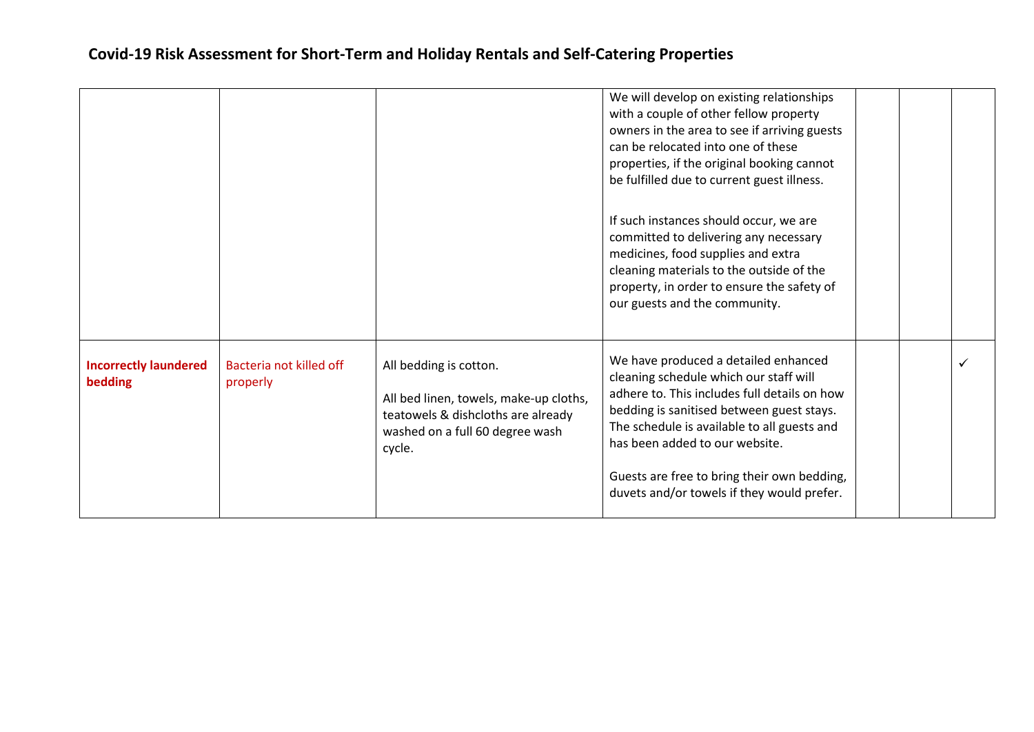# Covid-19 Risk Assessment for Short-Term and Holiday Rentals and Self-Catering Properties

| | | | | | | |
|---|---|---|---|---|---|---|
| | | | We will develop on existing relationships with a couple of other fellow property owners in the area to see if arriving guests can be relocated into one of these properties, if the original booking cannot be fulfilled due to current guest illness.<br><br>If such instances should occur, we are committed to delivering any necessary medicines, food supplies and extra cleaning materials to the outside of the property, in order to ensure the safety of our guests and the community. | | | |
| **Incorrectly laundered bedding** | Bacteria not killed off properly | All bedding is cotton.<br><br>All bed linen, towels, make-up cloths, teatowels & dishcloths are already washed on a full 60 degree wash cycle. | We have produced a detailed enhanced cleaning schedule which our staff will adhere to. This includes full details on how bedding is sanitised between guest stays. The schedule is available to all guests and has been added to our website.<br><br>Guests are free to bring their own bedding, duvets and/or towels if they would prefer. | | | ✓ |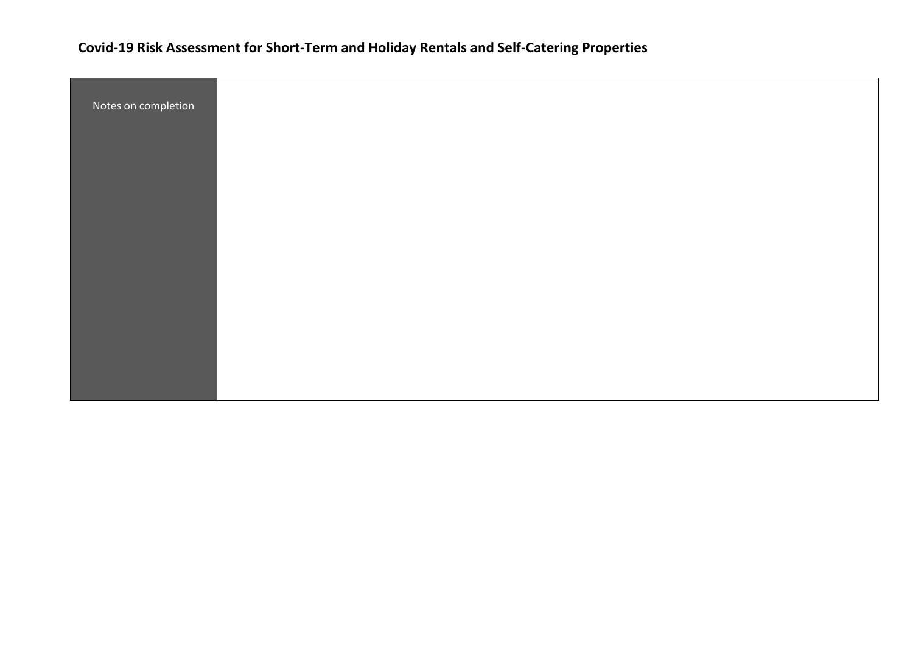**Covid-19 Risk Assessment for Short-Term and Holiday Rentals and Self-Catering Properties**

| | |
|---|---|
| Notes on completion | |